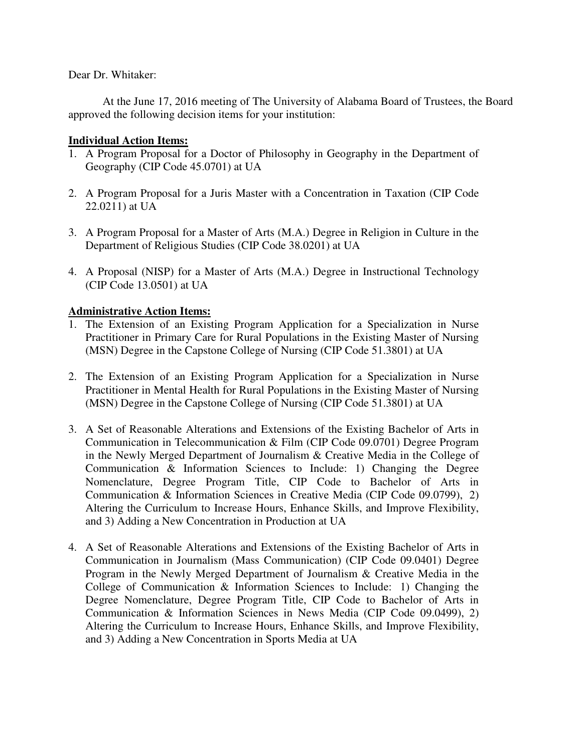Dear Dr. Whitaker:

At the June 17, 2016 meeting of The University of Alabama Board of Trustees, the Board approved the following decision items for your institution:

**Individual Action Items:**

1. A Program Proposal for a Doctor of Philosophy in Geography in the Department of Geography (CIP Code 45.0701) at UA

2. A Program Proposal for a Juris Master with a Concentration in Taxation (CIP Code 22.0211) at UA

3. A Program Proposal for a Master of Arts (M.A.) Degree in Religion in Culture in the Department of Religious Studies (CIP Code 38.0201) at UA

4. A Proposal (NISP) for a Master of Arts (M.A.) Degree in Instructional Technology (CIP Code 13.0501) at UA

**Administrative Action Items:**

1. The Extension of an Existing Program Application for a Specialization in Nurse Practitioner in Primary Care for Rural Populations in the Existing Master of Nursing (MSN) Degree in the Capstone College of Nursing (CIP Code 51.3801) at UA

2. The Extension of an Existing Program Application for a Specialization in Nurse Practitioner in Mental Health for Rural Populations in the Existing Master of Nursing (MSN) Degree in the Capstone College of Nursing (CIP Code 51.3801) at UA

3. A Set of Reasonable Alterations and Extensions of the Existing Bachelor of Arts in Communication in Telecommunication & Film (CIP Code 09.0701) Degree Program in the Newly Merged Department of Journalism & Creative Media in the College of Communication & Information Sciences to Include: 1) Changing the Degree Nomenclature, Degree Program Title, CIP Code to Bachelor of Arts in Communication & Information Sciences in Creative Media (CIP Code 09.0799), 2) Altering the Curriculum to Increase Hours, Enhance Skills, and Improve Flexibility, and 3) Adding a New Concentration in Production at UA

4. A Set of Reasonable Alterations and Extensions of the Existing Bachelor of Arts in Communication in Journalism (Mass Communication) (CIP Code 09.0401) Degree Program in the Newly Merged Department of Journalism & Creative Media in the College of Communication & Information Sciences to Include: 1) Changing the Degree Nomenclature, Degree Program Title, CIP Code to Bachelor of Arts in Communication & Information Sciences in News Media (CIP Code 09.0499), 2) Altering the Curriculum to Increase Hours, Enhance Skills, and Improve Flexibility, and 3) Adding a New Concentration in Sports Media at UA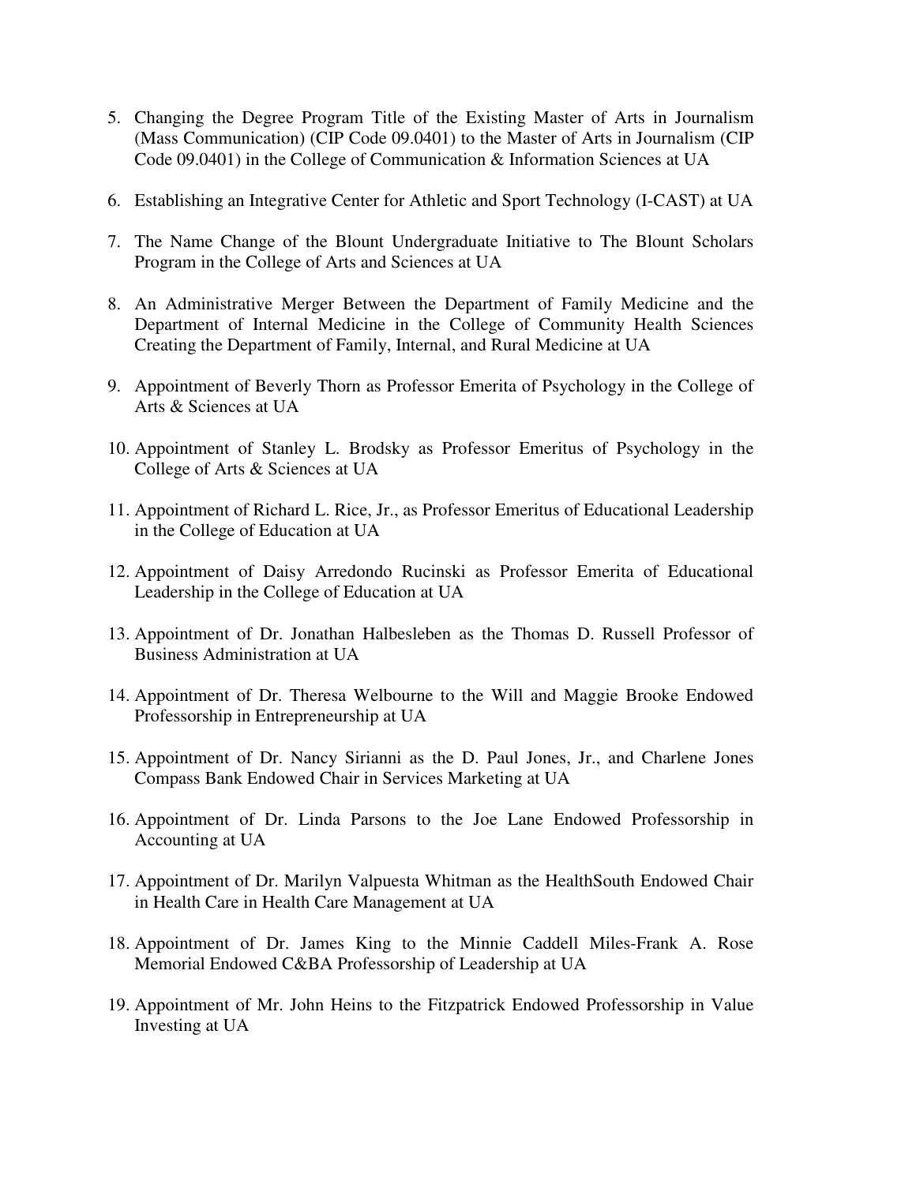5. Changing the Degree Program Title of the Existing Master of Arts in Journalism (Mass Communication) (CIP Code 09.0401) to the Master of Arts in Journalism (CIP Code 09.0401) in the College of Communication & Information Sciences at UA

6. Establishing an Integrative Center for Athletic and Sport Technology (I-CAST) at UA

7. The Name Change of the Blount Undergraduate Initiative to The Blount Scholars Program in the College of Arts and Sciences at UA

8. An Administrative Merger Between the Department of Family Medicine and the Department of Internal Medicine in the College of Community Health Sciences Creating the Department of Family, Internal, and Rural Medicine at UA

9. Appointment of Beverly Thorn as Professor Emerita of Psychology in the College of Arts & Sciences at UA

10. Appointment of Stanley L. Brodsky as Professor Emeritus of Psychology in the College of Arts & Sciences at UA

11. Appointment of Richard L. Rice, Jr., as Professor Emeritus of Educational Leadership in the College of Education at UA

12. Appointment of Daisy Arredondo Rucinski as Professor Emerita of Educational Leadership in the College of Education at UA

13. Appointment of Dr. Jonathan Halbesleben as the Thomas D. Russell Professor of Business Administration at UA

14. Appointment of Dr. Theresa Welbourne to the Will and Maggie Brooke Endowed Professorship in Entrepreneurship at UA

15. Appointment of Dr. Nancy Sirianni as the D. Paul Jones, Jr., and Charlene Jones Compass Bank Endowed Chair in Services Marketing at UA

16. Appointment of Dr. Linda Parsons to the Joe Lane Endowed Professorship in Accounting at UA

17. Appointment of Dr. Marilyn Valpuesta Whitman as the HealthSouth Endowed Chair in Health Care in Health Care Management at UA

18. Appointment of Dr. James King to the Minnie Caddell Miles-Frank A. Rose Memorial Endowed C&BA Professorship of Leadership at UA

19. Appointment of Mr. John Heins to the Fitzpatrick Endowed Professorship in Value Investing at UA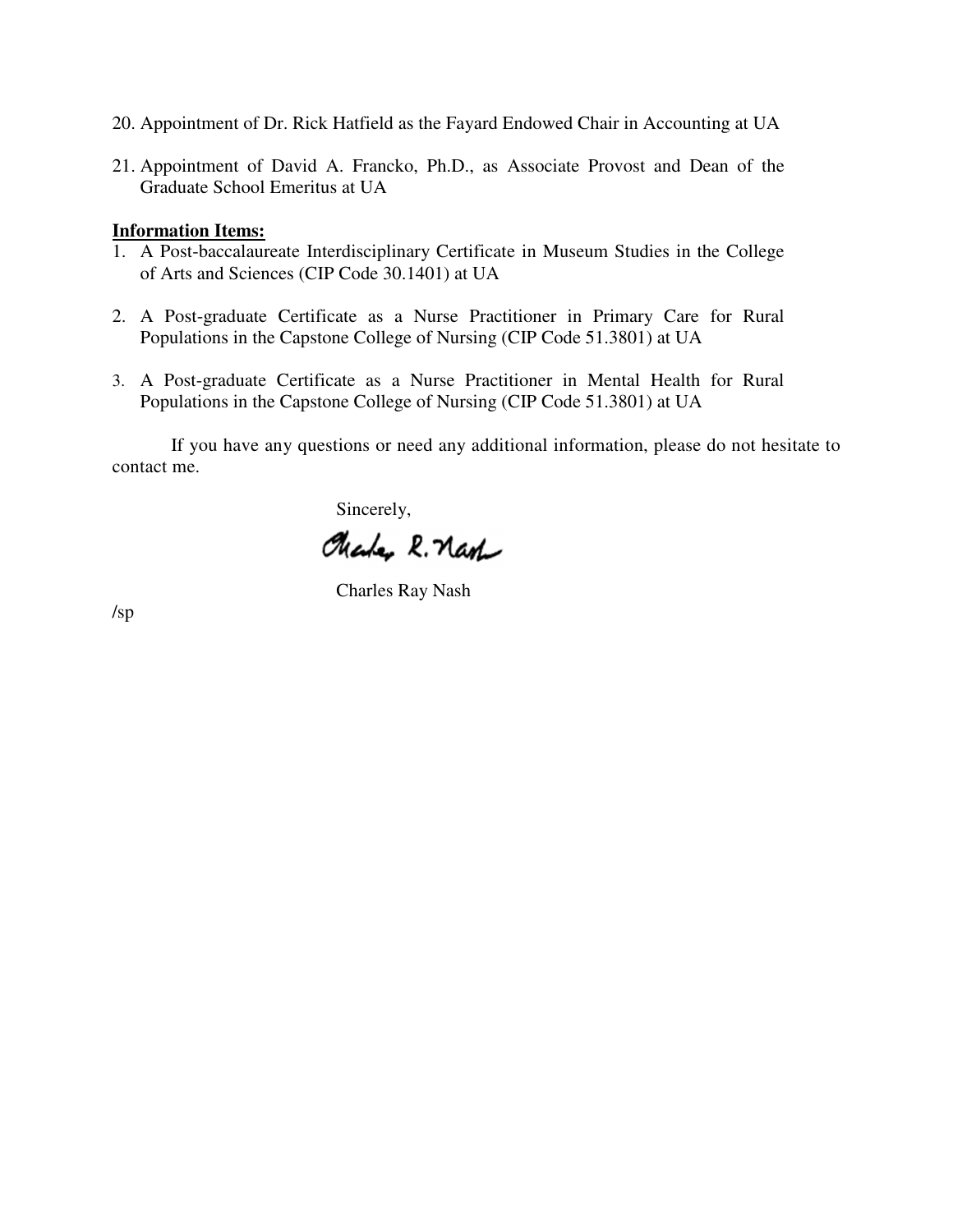20. Appointment of Dr. Rick Hatfield as the Fayard Endowed Chair in Accounting at UA

21. Appointment of David A. Francko, Ph.D., as Associate Provost and Dean of the Graduate School Emeritus at UA

**Information Items:**

1. A Post-baccalaureate Interdisciplinary Certificate in Museum Studies in the College of Arts and Sciences (CIP Code 30.1401) at UA

2. A Post-graduate Certificate as a Nurse Practitioner in Primary Care for Rural Populations in the Capstone College of Nursing (CIP Code 51.3801) at UA

3. A Post-graduate Certificate as a Nurse Practitioner in Mental Health for Rural Populations in the Capstone College of Nursing (CIP Code 51.3801) at UA

If you have any questions or need any additional information, please do not hesitate to contact me.

Sincerely,

Charles R. Nash

Charles Ray Nash

/sp